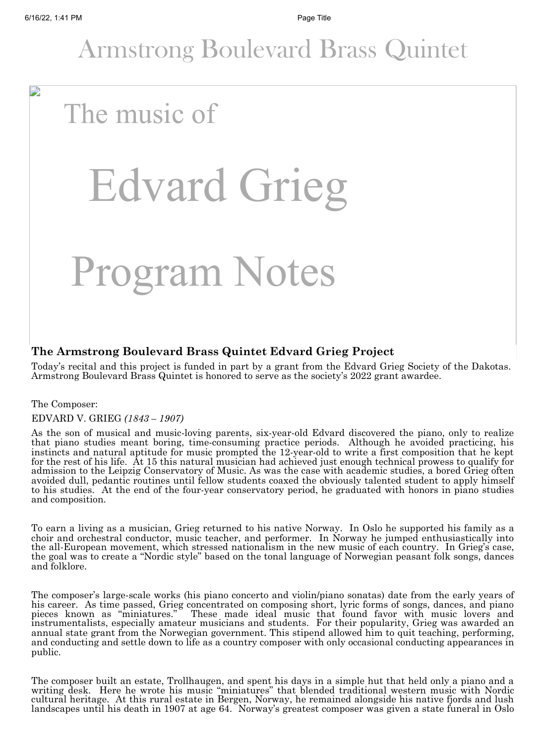# Armstrong Boulevard Brass Quintet

The music of

# Edvard Grieg

# Program Notes

## The Armstrong Boulevard Brass Quintet Edvard Grieg Project

Today's recital and this project is funded in part by a grant from the Edvard Grieg Society of the Dakotas. Armstrong Boulevard Brass Quintet is honored to serve as the society's 2022 grant awardee.

The Composer:

EDVARD V. GRIEG *(1843 – 1907)*

As the son of musical and music-loving parents, six-year-old Edvard discovered the piano, only to realize that piano studies meant boring, time-consuming practice periods. Although he avoided practicing, his instincts and natural aptitude for music prompted the 12-year-old to write a first composition that he kept for the rest of his life. At 15 this natural musician had achieved just enough technical prowess to qualify for admission to the Leipzig Conservatory of Music. As was the case with academic studies, a bored Grieg often avoided dull, pedantic routines until fellow students coaxed the obviously talented student to apply himself to his studies. At the end of the four-year conservatory period, he graduated with honors in piano studies and composition.

To earn a living as a musician, Grieg returned to his native Norway. In Oslo he supported his family as a choir and orchestral conductor, music teacher, and performer. In Norway he jumped enthusiastically into the all-European movement, which stressed nationalism in the new music of each country. In Grieg's case, the goal was to create a "Nordic style" based on the tonal language of Norwegian peasant folk songs, dances and folklore.

The composer's large-scale works (his piano concerto and violin/piano sonatas) date from the early years of his career. As time passed, Grieg concentrated on composing short, lyric forms of songs, dances, and piano pieces known as "miniatures." These made ideal music that found favor with music lovers and instrumentalists, especially amateur musicians and students. For their popularity, Grieg was awarded an annual state grant from the Norwegian government. This stipend allowed him to quit teaching, performing, and conducting and settle down to life as a country composer with only occasional conducting appearances in public.

The composer built an estate, Trollhaugen, and spent his days in a simple hut that held only a piano and a writing desk. Here he wrote his music "miniatures" that blended traditional western music with Nordic cultural heritage. At this rural estate in Bergen, Norway, he remained alongside his native fjords and lush landscapes until his death in 1907 at age 64. Norway's greatest composer was given a state funeral in Oslo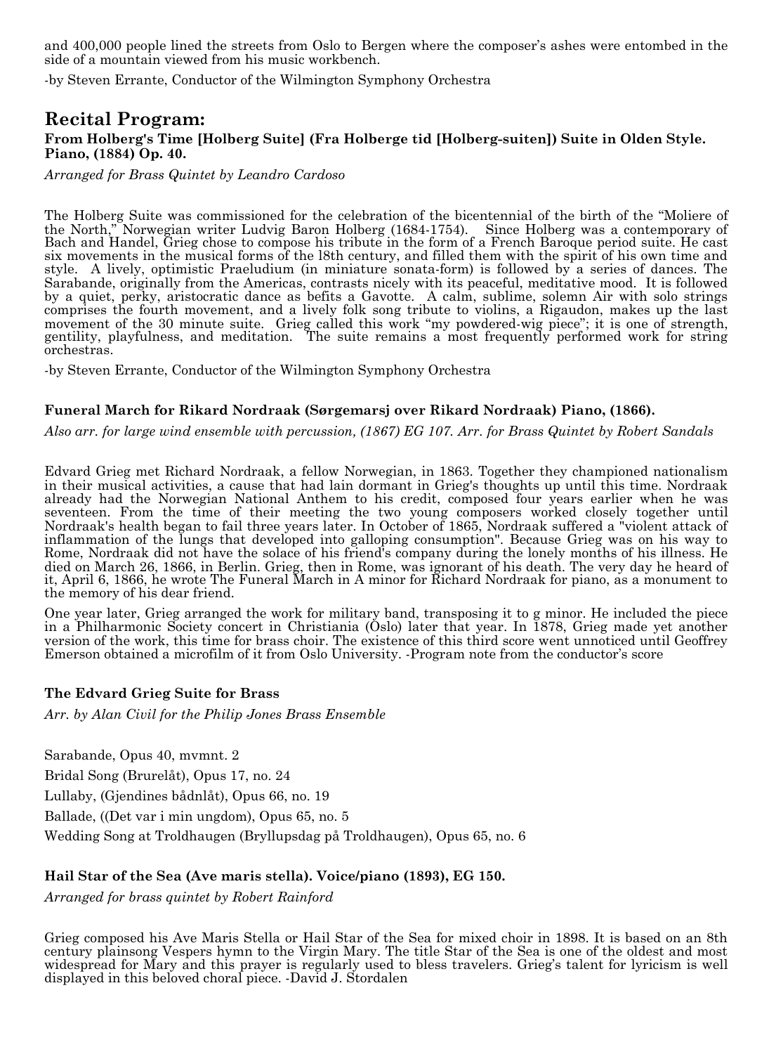and 400,000 people lined the streets from Oslo to Bergen where the composer's ashes were entombed in the side of a mountain viewed from his music workbench.

-by Steven Errante, Conductor of the Wilmington Symphony Orchestra

## Recital Program:

**From Holberg's Time [Holberg Suite] (Fra Holberge tid [Holberg-suiten]) Suite in Olden Style. Piano, (1884) Op. 40.**

*Arranged for Brass Quintet by Leandro Cardoso*

The Holberg Suite was commissioned for the celebration of the bicentennial of the birth of the "Moliere of the North," Norwegian writer Ludvig Baron Holberg (1684-1754). Since Holberg was a contemporary of Bach and Handel, Grieg chose to compose his tribute in the form of a French Baroque period suite. He cast six movements in the musical forms of the l8th century, and filled them with the spirit of his own time and style. A lively, optimistic Praeludium (in miniature sonata-form) is followed by a series of dances. The Sarabande, originally from the Americas, contrasts nicely with its peaceful, meditative mood. It is followed by a quiet, perky, aristocratic dance as befits a Gavotte. A calm, sublime, solemn Air with solo strings comprises the fourth movement, and a lively folk song tribute to violins, a Rigaudon, makes up the last movement of the 30 minute suite. Grieg called this work "my powdered-wig piece"; it is one of strength, gentility, playfulness, and meditation. The suite remains a most frequently performed work for string orchestras.

-by Steven Errante, Conductor of the Wilmington Symphony Orchestra

**Funeral March for Rikard Nordraak (Sørgemarsj over Rikard Nordraak) Piano, (1866).**

*Also arr. for large wind ensemble with percussion, (1867) EG 107. Arr. for Brass Quintet by Robert Sandals*

Edvard Grieg met Richard Nordraak, a fellow Norwegian, in 1863. Together they championed nationalism in their musical activities, a cause that had lain dormant in Grieg's thoughts up until this time. Nordraak already had the Norwegian National Anthem to his credit, composed four years earlier when he was seventeen. From the time of their meeting the two young composers worked closely together until Nordraak's health began to fail three years later. In October of 1865, Nordraak suffered a "violent attack of inflammation of the lungs that developed into galloping consumption". Because Grieg was on his way to Rome, Nordraak did not have the solace of his friend's company during the lonely months of his illness. He died on March 26, 1866, in Berlin. Grieg, then in Rome, was ignorant of his death. The very day he heard of it, April 6, 1866, he wrote The Funeral March in A minor for Richard Nordraak for piano, as a monument to the memory of his dear friend.

One year later, Grieg arranged the work for military band, transposing it to g minor. He included the piece in a Philharmonic Society concert in Christiania (Oslo) later that year. In 1878, Grieg made yet another version of the work, this time for brass choir. The existence of this third score went unnoticed until Geoffrey Emerson obtained a microfilm of it from Oslo University. -Program note from the conductor's score

**The Edvard Grieg Suite for Brass**

*Arr. by Alan Civil for the Philip Jones Brass Ensemble*

Sarabande, Opus 40, mvmnt. 2

Bridal Song (Brurelåt), Opus 17, no. 24

Lullaby, (Gjendines bådnlåt), Opus 66, no. 19

Ballade, ((Det var i min ungdom), Opus 65, no. 5

Wedding Song at Troldhaugen (Bryllupsdag på Troldhaugen), Opus 65, no. 6

**Hail Star of the Sea (Ave maris stella). Voice/piano (1893), EG 150.**

*Arranged for brass quintet by Robert Rainford*

Grieg composed his Ave Maris Stella or Hail Star of the Sea for mixed choir in 1898. It is based on an 8th century plainsong Vespers hymn to the Virgin Mary. The title Star of the Sea is one of the oldest and most widespread for Mary and this prayer is regularly used to bless travelers. Grieg's talent for lyricism is well displayed in this beloved choral piece. -David J. Stordalen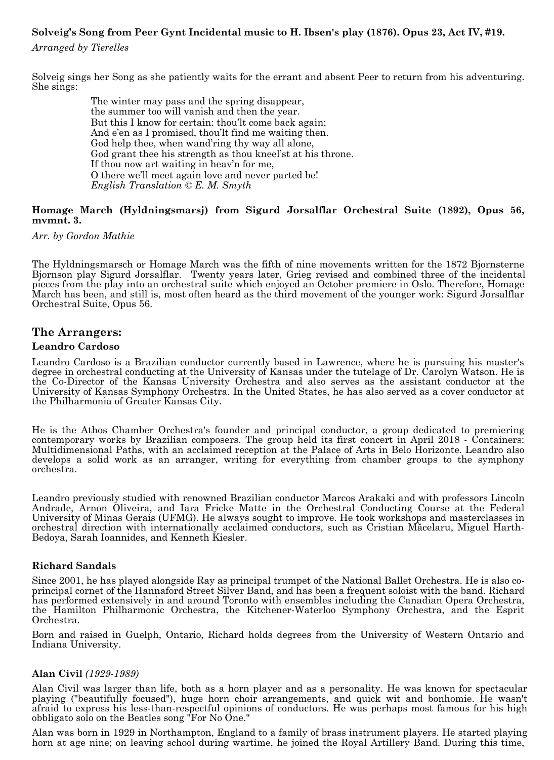**Solveig's Song from Peer Gynt Incidental music to H. Ibsen's play (1876). Opus 23, Act IV, #19.**

*Arranged by Tierelles*

Solveig sings her Song as she patiently waits for the errant and absent Peer to return from his adventuring. She sings:

> The winter may pass and the spring disappear,
> the summer too will vanish and then the year.
> But this I know for certain: thou'lt come back again;
> And e'en as I promised, thou'lt find me waiting then.
> God help thee, when wand'ring thy way all alone,
> God grant thee his strength as thou kneel'st at his throne.
> If thou now art waiting in heav'n for me,
> O there we'll meet again love and never parted be!
> *English Translation © E. M. Smyth*

**Homage March (Hyldningsmarsj) from Sigurd Jorsalflar Orchestral Suite (1892), Opus 56, mvmnt. 3.**

*Arr. by Gordon Mathie*

The Hyldningsmarsch or Homage March was the fifth of nine movements written for the 1872 Bjornsterne Bjornson play Sigurd Jorsalflar. Twenty years later, Grieg revised and combined three of the incidental pieces from the play into an orchestral suite which enjoyed an October premiere in Oslo. Therefore, Homage March has been, and still is, most often heard as the third movement of the younger work: Sigurd Jorsalflar Orchestral Suite, Opus 56.

## The Arrangers:

### Leandro Cardoso

Leandro Cardoso is a Brazilian conductor currently based in Lawrence, where he is pursuing his master's degree in orchestral conducting at the University of Kansas under the tutelage of Dr. Carolyn Watson. He is the Co-Director of the Kansas University Orchestra and also serves as the assistant conductor at the University of Kansas Symphony Orchestra. In the United States, he has also served as a cover conductor at the Philharmonia of Greater Kansas City.

He is the Athos Chamber Orchestra's founder and principal conductor, a group dedicated to premiering contemporary works by Brazilian composers. The group held its first concert in April 2018 - Containers: Multidimensional Paths, with an acclaimed reception at the Palace of Arts in Belo Horizonte. Leandro also develops a solid work as an arranger, writing for everything from chamber groups to the symphony orchestra.

Leandro previously studied with renowned Brazilian conductor Marcos Arakaki and with professors Lincoln Andrade, Arnon Oliveira, and Iara Fricke Matte in the Orchestral Conducting Course at the Federal University of Minas Gerais (UFMG). He always sought to improve. He took workshops and masterclasses in orchestral direction with internationally acclaimed conductors, such as Cristian Măcelaru, Miguel Harth-Bedoya, Sarah Ioannides, and Kenneth Kiesler.

### Richard Sandals

Since 2001, he has played alongside Ray as principal trumpet of the National Ballet Orchestra. He is also co-principal cornet of the Hannaford Street Silver Band, and has been a frequent soloist with the band. Richard has performed extensively in and around Toronto with ensembles including the Canadian Opera Orchestra, the Hamilton Philharmonic Orchestra, the Kitchener-Waterloo Symphony Orchestra, and the Esprit Orchestra.

Born and raised in Guelph, Ontario, Richard holds degrees from the University of Western Ontario and Indiana University.

### Alan Civil *(1929-1989)*

Alan Civil was larger than life, both as a horn player and as a personality. He was known for spectacular playing ("beautifully focused"), huge horn choir arrangements, and quick wit and bonhomie. He wasn't afraid to express his less-than-respectful opinions of conductors. He was perhaps most famous for his high obbligato solo on the Beatles song "For No One."

Alan was born in 1929 in Northampton, England to a family of brass instrument players. He started playing horn at age nine; on leaving school during wartime, he joined the Royal Artillery Band. During this time,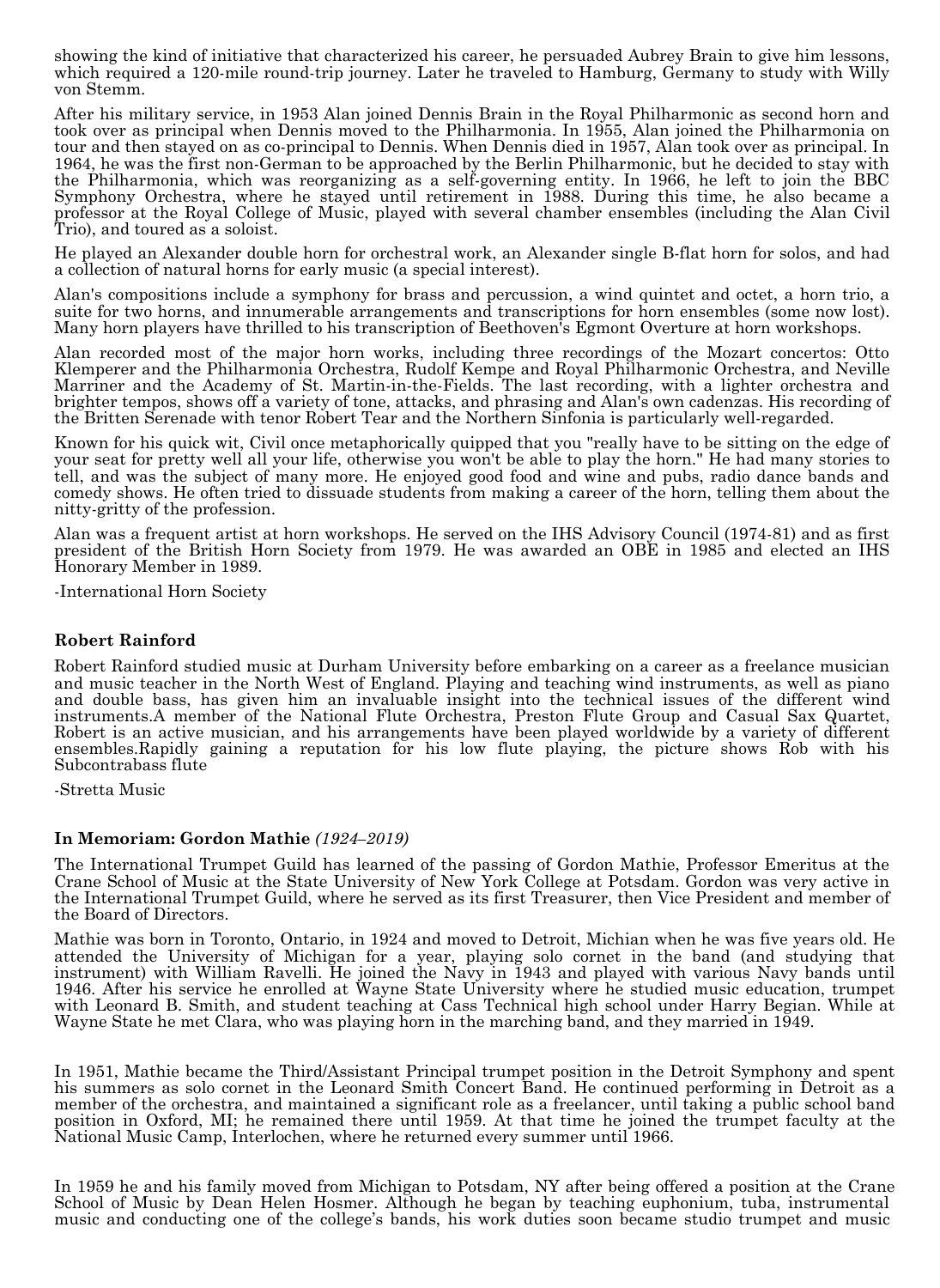showing the kind of initiative that characterized his career, he persuaded Aubrey Brain to give him lessons, which required a 120-mile round-trip journey. Later he traveled to Hamburg, Germany to study with Willy von Stemm.

After his military service, in 1953 Alan joined Dennis Brain in the Royal Philharmonic as second horn and took over as principal when Dennis moved to the Philharmonia. In 1955, Alan joined the Philharmonia on tour and then stayed on as co-principal to Dennis. When Dennis died in 1957, Alan took over as principal. In 1964, he was the first non-German to be approached by the Berlin Philharmonic, but he decided to stay with the Philharmonia, which was reorganizing as a self-governing entity. In 1966, he left to join the BBC Symphony Orchestra, where he stayed until retirement in 1988. During this time, he also became a professor at the Royal College of Music, played with several chamber ensembles (including the Alan Civil Trio), and toured as a soloist.

He played an Alexander double horn for orchestral work, an Alexander single B-flat horn for solos, and had a collection of natural horns for early music (a special interest).

Alan's compositions include a symphony for brass and percussion, a wind quintet and octet, a horn trio, a suite for two horns, and innumerable arrangements and transcriptions for horn ensembles (some now lost). Many horn players have thrilled to his transcription of Beethoven's Egmont Overture at horn workshops.

Alan recorded most of the major horn works, including three recordings of the Mozart concertos: Otto Klemperer and the Philharmonia Orchestra, Rudolf Kempe and Royal Philharmonic Orchestra, and Neville Marriner and the Academy of St. Martin-in-the-Fields. The last recording, with a lighter orchestra and brighter tempos, shows off a variety of tone, attacks, and phrasing and Alan's own cadenzas. His recording of the Britten Serenade with tenor Robert Tear and the Northern Sinfonia is particularly well-regarded.

Known for his quick wit, Civil once metaphorically quipped that you "really have to be sitting on the edge of your seat for pretty well all your life, otherwise you won't be able to play the horn." He had many stories to tell, and was the subject of many more. He enjoyed good food and wine and pubs, radio dance bands and comedy shows. He often tried to dissuade students from making a career of the horn, telling them about the nitty-gritty of the profession.

Alan was a frequent artist at horn workshops. He served on the IHS Advisory Council (1974-81) and as first president of the British Horn Society from 1979. He was awarded an OBE in 1985 and elected an IHS Honorary Member in 1989.

-International Horn Society

### Robert Rainford

Robert Rainford studied music at Durham University before embarking on a career as a freelance musician and music teacher in the North West of England. Playing and teaching wind instruments, as well as piano and double bass, has given him an invaluable insight into the technical issues of the different wind instruments.A member of the National Flute Orchestra, Preston Flute Group and Casual Sax Quartet, Robert is an active musician, and his arrangements have been played worldwide by a variety of different ensembles.Rapidly gaining a reputation for his low flute playing, the picture shows Rob with his Subcontrabass flute

-Stretta Music

### In Memoriam: Gordon Mathie *(1924–2019)*

The International Trumpet Guild has learned of the passing of Gordon Mathie, Professor Emeritus at the Crane School of Music at the State University of New York College at Potsdam. Gordon was very active in the International Trumpet Guild, where he served as its first Treasurer, then Vice President and member of the Board of Directors.

Mathie was born in Toronto, Ontario, in 1924 and moved to Detroit, Michian when he was five years old. He attended the University of Michigan for a year, playing solo cornet in the band (and studying that instrument) with William Ravelli. He joined the Navy in 1943 and played with various Navy bands until 1946. After his service he enrolled at Wayne State University where he studied music education, trumpet with Leonard B. Smith, and student teaching at Cass Technical high school under Harry Begian. While at Wayne State he met Clara, who was playing horn in the marching band, and they married in 1949.

In 1951, Mathie became the Third/Assistant Principal trumpet position in the Detroit Symphony and spent his summers as solo cornet in the Leonard Smith Concert Band. He continued performing in Detroit as a member of the orchestra, and maintained a significant role as a freelancer, until taking a public school band position in Oxford, MI; he remained there until 1959. At that time he joined the trumpet faculty at the National Music Camp, Interlochen, where he returned every summer until 1966.

In 1959 he and his family moved from Michigan to Potsdam, NY after being offered a position at the Crane School of Music by Dean Helen Hosmer. Although he began by teaching euphonium, tuba, instrumental music and conducting one of the college's bands, his work duties soon became studio trumpet and music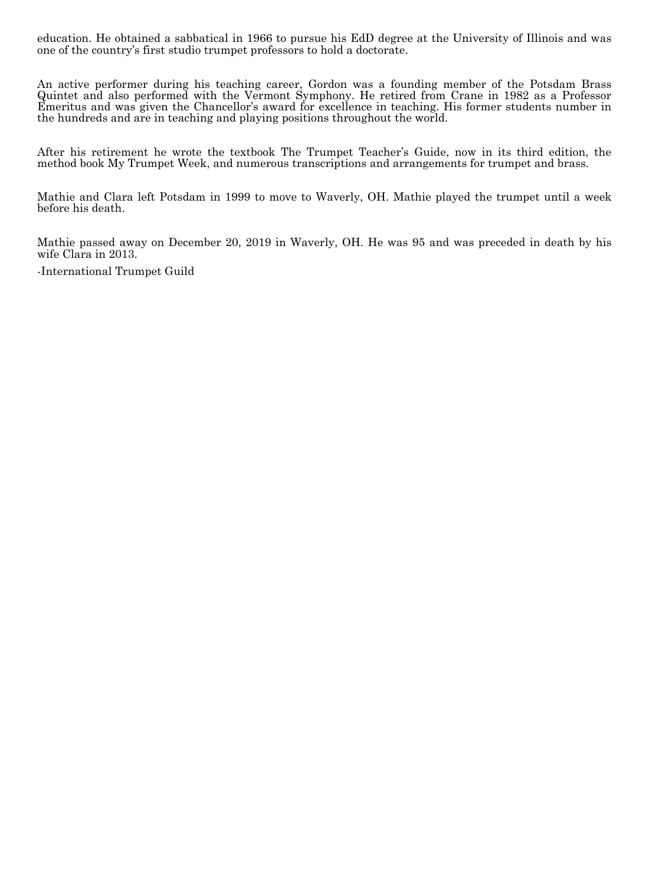education. He obtained a sabbatical in 1966 to pursue his EdD degree at the University of Illinois and was one of the country's first studio trumpet professors to hold a doctorate.

An active performer during his teaching career, Gordon was a founding member of the Potsdam Brass Quintet and also performed with the Vermont Symphony. He retired from Crane in 1982 as a Professor Emeritus and was given the Chancellor's award for excellence in teaching. His former students number in the hundreds and are in teaching and playing positions throughout the world.

After his retirement he wrote the textbook The Trumpet Teacher's Guide, now in its third edition, the method book My Trumpet Week, and numerous transcriptions and arrangements for trumpet and brass.

Mathie and Clara left Potsdam in 1999 to move to Waverly, OH. Mathie played the trumpet until a week before his death.

Mathie passed away on December 20, 2019 in Waverly, OH. He was 95 and was preceded in death by his wife Clara in 2013.

-International Trumpet Guild